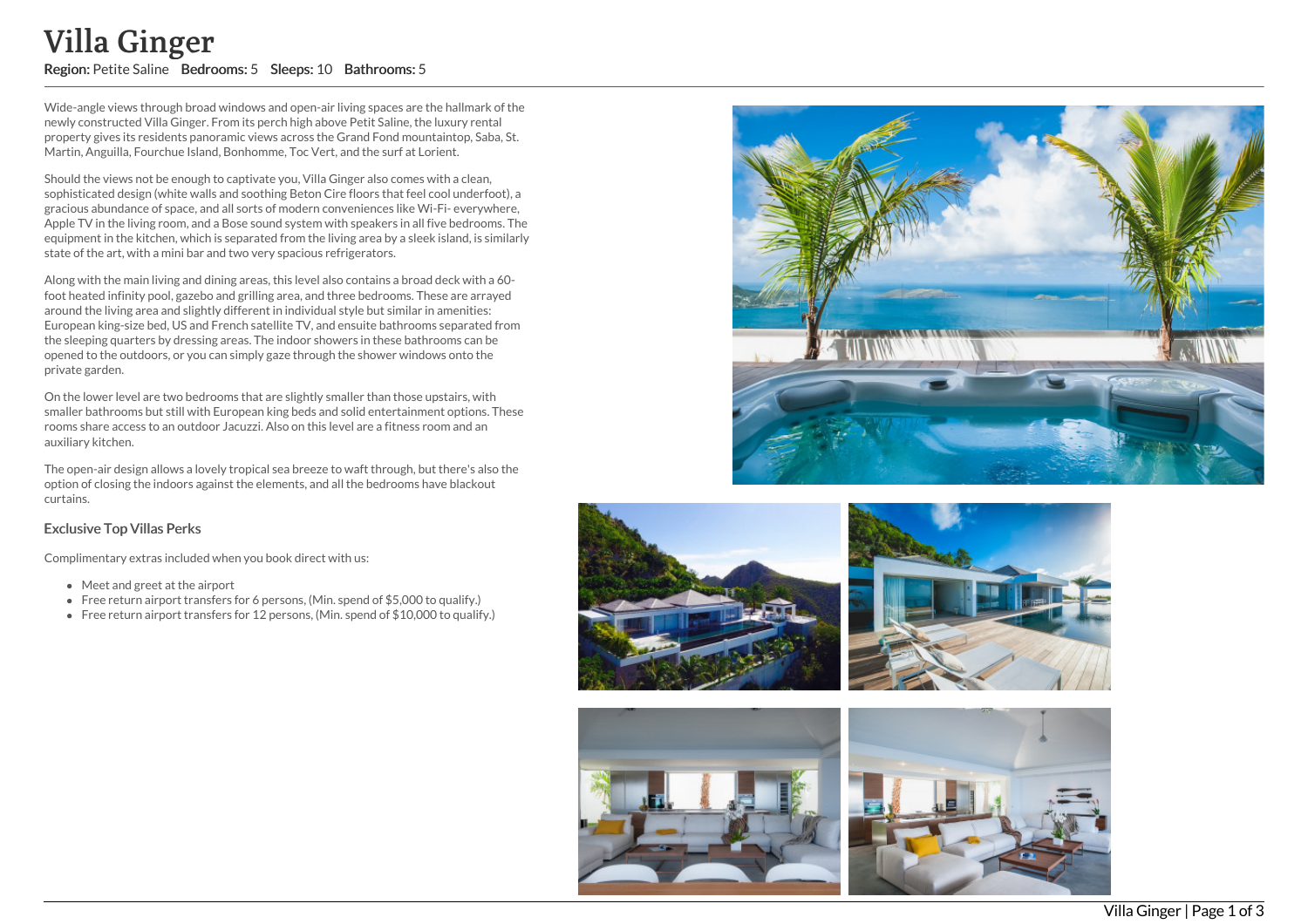# Villa Ginger

**Region:** Petite Saline **Bedrooms:** 5 **Sleeps:** 10 **Bathrooms:** 5

Wide-angle views through broad windows and open-air living spaces are the hallmark of the newly constructed Villa Ginger. From its perch high above Petit Saline, the luxury rental property gives its residents panoramic views across the Grand Fond mountaintop, Saba, St. Martin, Anguilla, Fourchue Island, Bonhomme, Toc Vert, and the surf at Lorient.

Should the views not be enough to captivate you, Villa Ginger also comes with a clean, sophisticated design (white walls and soothing Beton Cire floors that feel cool underfoot), a gracious abundance of space, and all sorts of modern conveniences like Wi-Fi- everywhere, Apple TV in the living room, and a Bose sound system with speakers in all five bedrooms. The equipment in the kitchen, which is separated from the living area by a sleek island, is similarly state of the art, with a mini bar and two very spacious refrigerators.

Along with the main living and dining areas, this level also contains a broad deck with a 60-foot heated infinity pool, gazebo and grilling area, and three bedrooms. These are arrayed around the living area and slightly different in individual style but similar in amenities: European king-size bed, US and French satellite TV, and ensuite bathrooms separated from the sleeping quarters by dressing areas. The indoor showers in these bathrooms can be opened to the outdoors, or you can simply gaze through the shower windows onto the private garden.

On the lower level are two bedrooms that are slightly smaller than those upstairs, with smaller bathrooms but still with European king beds and solid entertainment options. These rooms share access to an outdoor Jacuzzi. Also on this level are a fitness room and an auxiliary kitchen.

The open-air design allows a lovely tropical sea breeze to waft through, but there's also the option of closing the indoors against the elements, and all the bedrooms have blackout curtains.

### Exclusive Top Villas Perks

Complimentary extras included when you book direct with us:

- Meet and greet at the airport
- Free return airport transfers for 6 persons, (Min. spend of $5,000 to qualify.)
- Free return airport transfers for 12 persons, (Min. spend of $10,000 to qualify.)